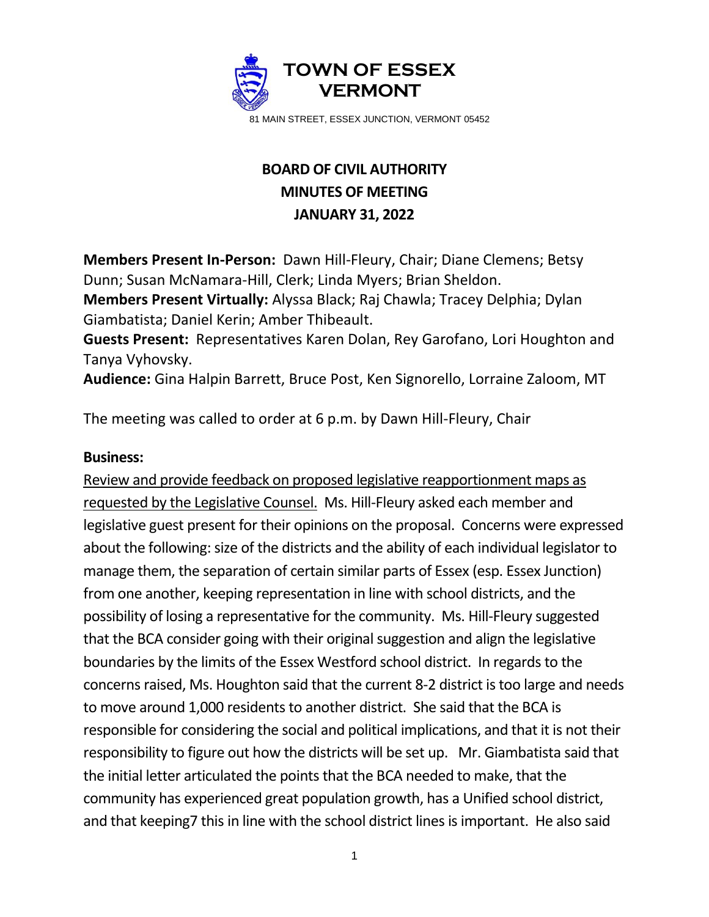# TOWN OF ESSEX VERMONT

81 MAIN STREET, ESSEX JUNCTION, VERMONT 05452

## BOARD OF CIVIL AUTHORITY
## MINUTES OF MEETING
## JANUARY 31, 2022

**Members Present In-Person:** Dawn Hill-Fleury, Chair; Diane Clemens; Betsy Dunn; Susan McNamara-Hill, Clerk; Linda Myers; Brian Sheldon.
**Members Present Virtually:** Alyssa Black; Raj Chawla; Tracey Delphia; Dylan Giambatista; Daniel Kerin; Amber Thibeault.
**Guests Present:** Representatives Karen Dolan, Rey Garofano, Lori Houghton and Tanya Vyhovsky.
**Audience:** Gina Halpin Barrett, Bruce Post, Ken Signorello, Lorraine Zaloom, MT

The meeting was called to order at 6 p.m. by Dawn Hill-Fleury, Chair

**Business:**

<u>Review and provide feedback on proposed legislative reapportionment maps as requested by the Legislative Counsel.</u> Ms. Hill-Fleury asked each member and legislative guest present for their opinions on the proposal. Concerns were expressed about the following: size of the districts and the ability of each individual legislator to manage them, the separation of certain similar parts of Essex (esp. Essex Junction) from one another, keeping representation in line with school districts, and the possibility of losing a representative for the community. Ms. Hill-Fleury suggested that the BCA consider going with their original suggestion and align the legislative boundaries by the limits of the Essex Westford school district. In regards to the concerns raised, Ms. Houghton said that the current 8-2 district is too large and needs to move around 1,000 residents to another district. She said that the BCA is responsible for considering the social and political implications, and that it is not their responsibility to figure out how the districts will be set up. Mr. Giambatista said that the initial letter articulated the points that the BCA needed to make, that the community has experienced great population growth, has a Unified school district, and that keeping7 this in line with the school district lines is important. He also said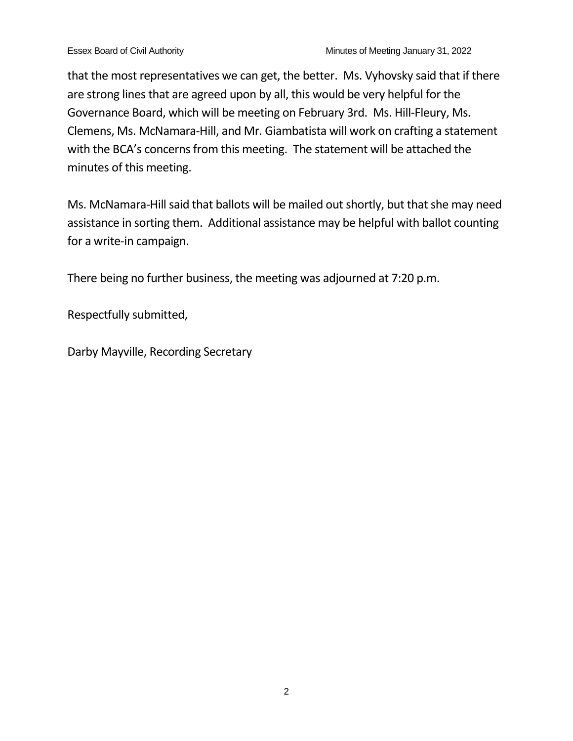that the most representatives we can get, the better. Ms. Vyhovsky said that if there are strong lines that are agreed upon by all, this would be very helpful for the Governance Board, which will be meeting on February 3rd. Ms. Hill-Fleury, Ms. Clemens, Ms. McNamara-Hill, and Mr. Giambatista will work on crafting a statement with the BCA's concerns from this meeting. The statement will be attached the minutes of this meeting.

Ms. McNamara-Hill said that ballots will be mailed out shortly, but that she may need assistance in sorting them. Additional assistance may be helpful with ballot counting for a write-in campaign.

There being no further business, the meeting was adjourned at 7:20 p.m.

Respectfully submitted,

Darby Mayville, Recording Secretary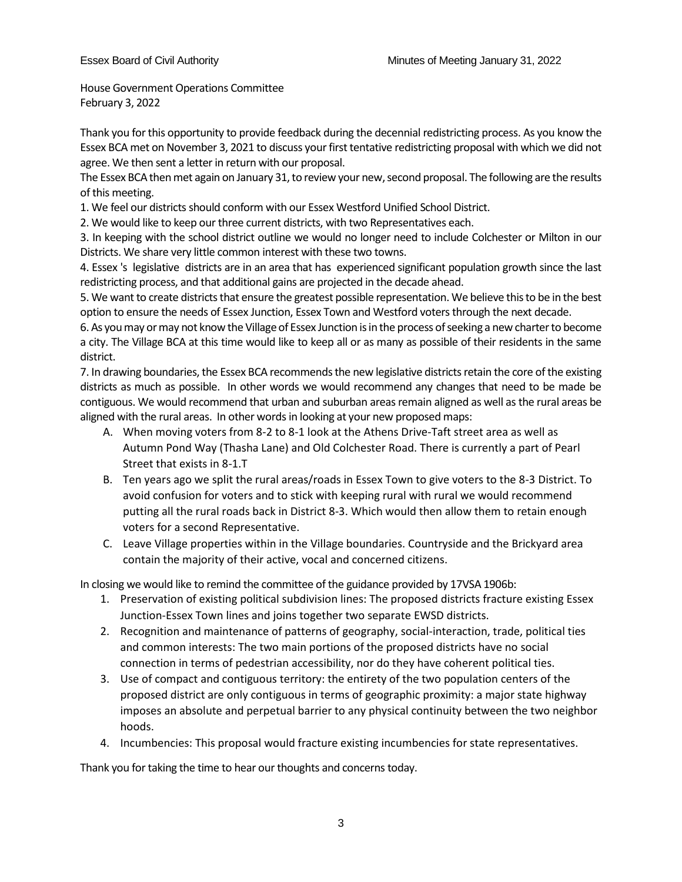House Government Operations Committee
February 3, 2022

Thank you for this opportunity to provide feedback during the decennial redistricting process. As you know the Essex BCA met on November 3, 2021 to discuss your first tentative redistricting proposal with which we did not agree. We then sent a letter in return with our proposal.

The Essex BCA then met again on January 31, to review your new, second proposal. The following are the results of this meeting.

1. We feel our districts should conform with our Essex Westford Unified School District.
2. We would like to keep our three current districts, with two Representatives each.
3. In keeping with the school district outline we would no longer need to include Colchester or Milton in our Districts. We share very little common interest with these two towns.
4. Essex 's legislative districts are in an area that has experienced significant population growth since the last redistricting process, and that additional gains are projected in the decade ahead.
5. We want to create districts that ensure the greatest possible representation. We believe this to be in the best option to ensure the needs of Essex Junction, Essex Town and Westford voters through the next decade.
6. As you may or may not know the Village of Essex Junction is in the process of seeking a new charter to become a city. The Village BCA at this time would like to keep all or as many as possible of their residents in the same district.
7. In drawing boundaries, the Essex BCA recommends the new legislative districts retain the core of the existing districts as much as possible. In other words we would recommend any changes that need to be made be contiguous. We would recommend that urban and suburban areas remain aligned as well as the rural areas be aligned with the rural areas. In other words in looking at your new proposed maps:
   - A. When moving voters from 8-2 to 8-1 look at the Athens Drive-Taft street area as well as Autumn Pond Way (Thasha Lane) and Old Colchester Road. There is currently a part of Pearl Street that exists in 8-1.T
   - B. Ten years ago we split the rural areas/roads in Essex Town to give voters to the 8-3 District. To avoid confusion for voters and to stick with keeping rural with rural we would recommend putting all the rural roads back in District 8-3. Which would then allow them to retain enough voters for a second Representative.
   - C. Leave Village properties within in the Village boundaries. Countryside and the Brickyard area contain the majority of their active, vocal and concerned citizens.

In closing we would like to remind the committee of the guidance provided by 17VSA 1906b:

1. Preservation of existing political subdivision lines: The proposed districts fracture existing Essex Junction-Essex Town lines and joins together two separate EWSD districts.
2. Recognition and maintenance of patterns of geography, social-interaction, trade, political ties and common interests: The two main portions of the proposed districts have no social connection in terms of pedestrian accessibility, nor do they have coherent political ties.
3. Use of compact and contiguous territory: the entirety of the two population centers of the proposed district are only contiguous in terms of geographic proximity: a major state highway imposes an absolute and perpetual barrier to any physical continuity between the two neighbor hoods.
4. Incumbencies: This proposal would fracture existing incumbencies for state representatives.

Thank you for taking the time to hear our thoughts and concerns today.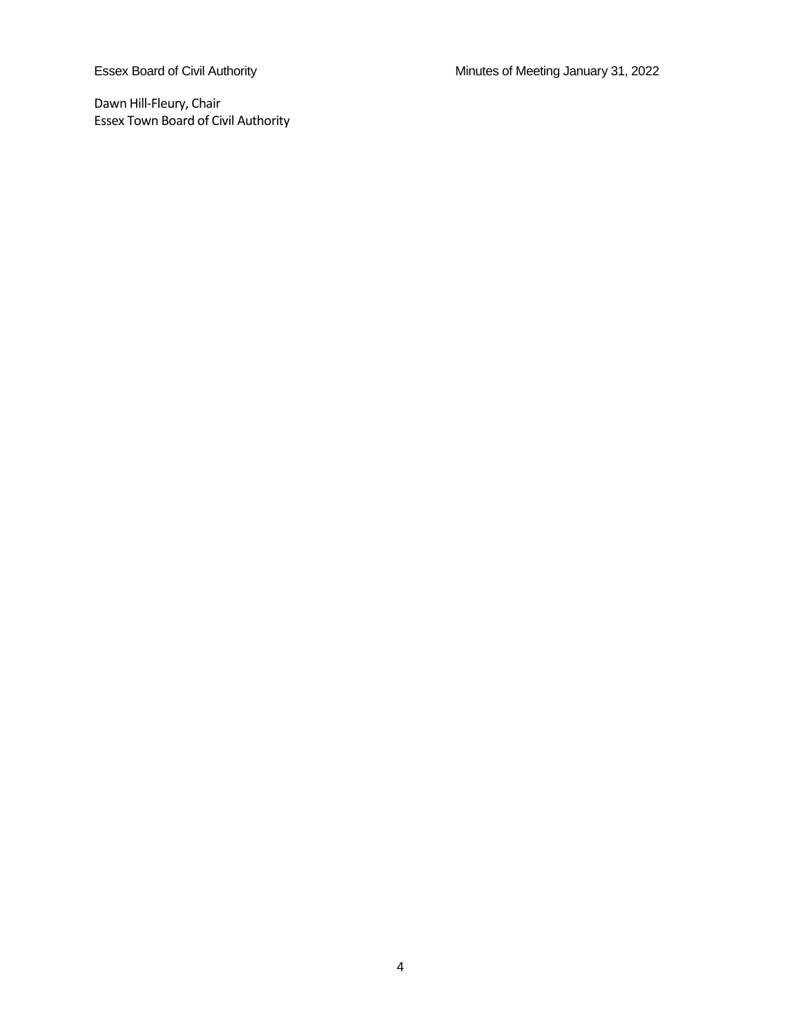Dawn Hill-Fleury, Chair
Essex Town Board of Civil Authority